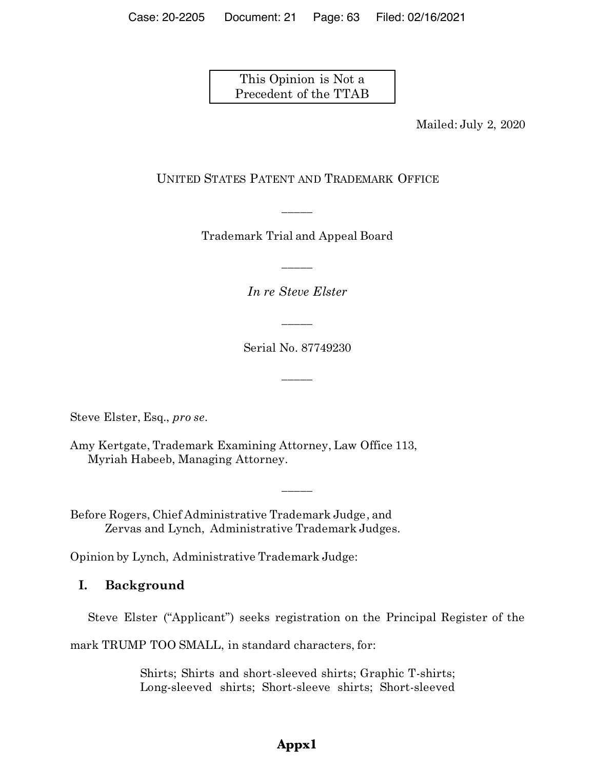This Opinion is Not a Precedent of the TTAB

Mailed: July 2, 2020

UNITED STATES PATENT AND TRADEMARK OFFICE

—————

Trademark Trial and Appeal Board

—————

*In re Steve Elster*

—————

Serial No. 87749230

—————

Steve Elster, Esq., *pro se*.

Amy Kertgate, Trademark Examining Attorney, Law Office 113,
Myriah Habeeb, Managing Attorney.

—————

Before Rogers, Chief Administrative Trademark Judge, and
Zervas and Lynch, Administrative Trademark Judges.

Opinion by Lynch, Administrative Trademark Judge:

## I. Background

Steve Elster ("Applicant") seeks registration on the Principal Register of the mark TRUMP TOO SMALL, in standard characters, for:

> Shirts; Shirts and short-sleeved shirts; Graphic T-shirts; Long-sleeved shirts; Short-sleeve shirts; Short-sleeved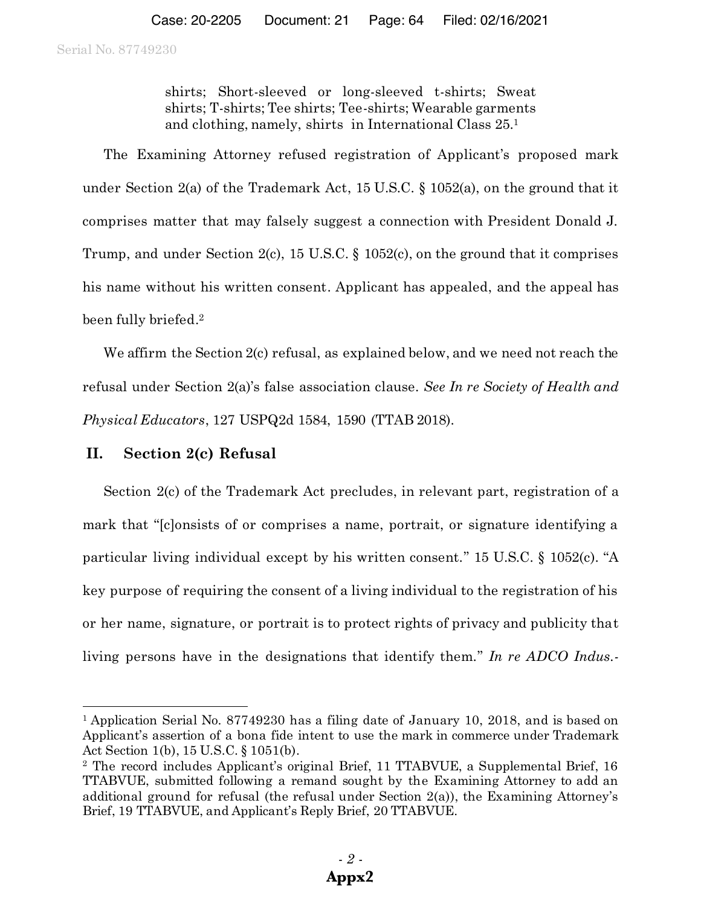shirts; Short-sleeved or long-sleeved t-shirts; Sweat shirts; T-shirts; Tee shirts; Tee-shirts; Wearable garments and clothing, namely, shirts in International Class 25.[1]

The Examining Attorney refused registration of Applicant's proposed mark under Section 2(a) of the Trademark Act, 15 U.S.C. § 1052(a), on the ground that it comprises matter that may falsely suggest a connection with President Donald J. Trump, and under Section 2(c), 15 U.S.C. § 1052(c), on the ground that it comprises his name without his written consent. Applicant has appealed, and the appeal has been fully briefed.[2]

We affirm the Section 2(c) refusal, as explained below, and we need not reach the refusal under Section 2(a)'s false association clause. *See In re Society of Health and Physical Educators*, 127 USPQ2d 1584, 1590 (TTAB 2018).

## II. Section 2(c) Refusal

Section 2(c) of the Trademark Act precludes, in relevant part, registration of a mark that "[c]onsists of or comprises a name, portrait, or signature identifying a particular living individual except by his written consent." 15 U.S.C. § 1052(c). "A key purpose of requiring the consent of a living individual to the registration of his or her name, signature, or portrait is to protect rights of privacy and publicity that living persons have in the designations that identify them." *In re ADCO Indus.-*

---

[1] Application Serial No. 87749230 has a filing date of January 10, 2018, and is based on Applicant's assertion of a bona fide intent to use the mark in commerce under Trademark Act Section 1(b), 15 U.S.C. § 1051(b).

[2] The record includes Applicant's original Brief, 11 TTABVUE, a Supplemental Brief, 16 TTABVUE, submitted following a remand sought by the Examining Attorney to add an additional ground for refusal (the refusal under Section 2(a)), the Examining Attorney's Brief, 19 TTABVUE, and Applicant's Reply Brief, 20 TTABVUE.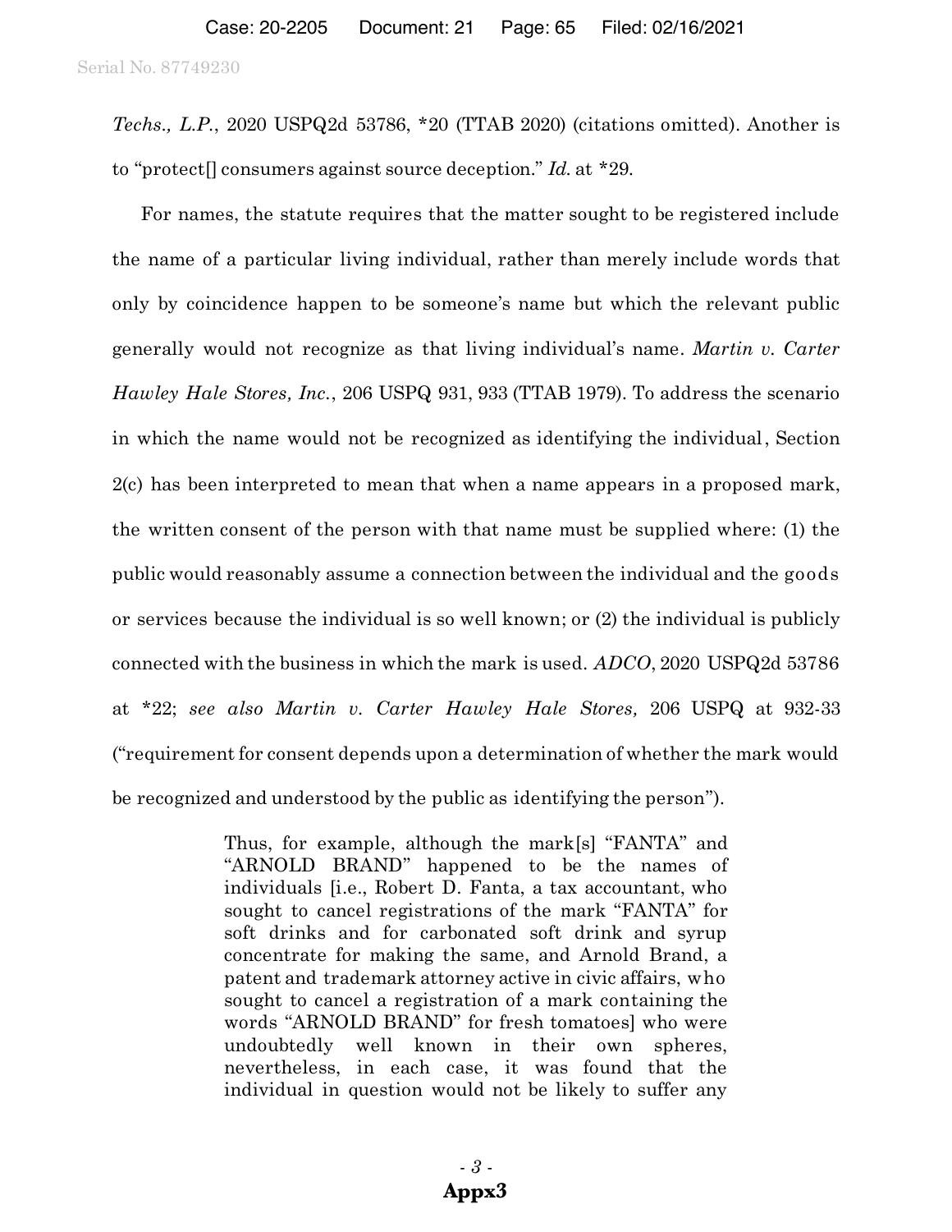*Techs., L.P.*, 2020 USPQ2d 53786, *20 (TTAB 2020) (citations omitted). Another is to "protect[] consumers against source deception." *Id.* at *29.

For names, the statute requires that the matter sought to be registered include the name of a particular living individual, rather than merely include words that only by coincidence happen to be someone's name but which the relevant public generally would not recognize as that living individual's name. *Martin v. Carter Hawley Hale Stores, Inc.*, 206 USPQ 931, 933 (TTAB 1979). To address the scenario in which the name would not be recognized as identifying the individual, Section 2(c) has been interpreted to mean that when a name appears in a proposed mark, the written consent of the person with that name must be supplied where: (1) the public would reasonably assume a connection between the individual and the goods or services because the individual is so well known; or (2) the individual is publicly connected with the business in which the mark is used. *ADCO*, 2020 USPQ2d 53786 at *22; *see also Martin v. Carter Hawley Hale Stores,* 206 USPQ at 932-33 ("requirement for consent depends upon a determination of whether the mark would be recognized and understood by the public as identifying the person").

> Thus, for example, although the mark[s] "FANTA" and "ARNOLD BRAND" happened to be the names of individuals [i.e., Robert D. Fanta, a tax accountant, who sought to cancel registrations of the mark "FANTA" for soft drinks and for carbonated soft drink and syrup concentrate for making the same, and Arnold Brand, a patent and trademark attorney active in civic affairs, who sought to cancel a registration of a mark containing the words "ARNOLD BRAND" for fresh tomatoes] who were undoubtedly well known in their own spheres, nevertheless, in each case, it was found that the individual in question would not be likely to suffer any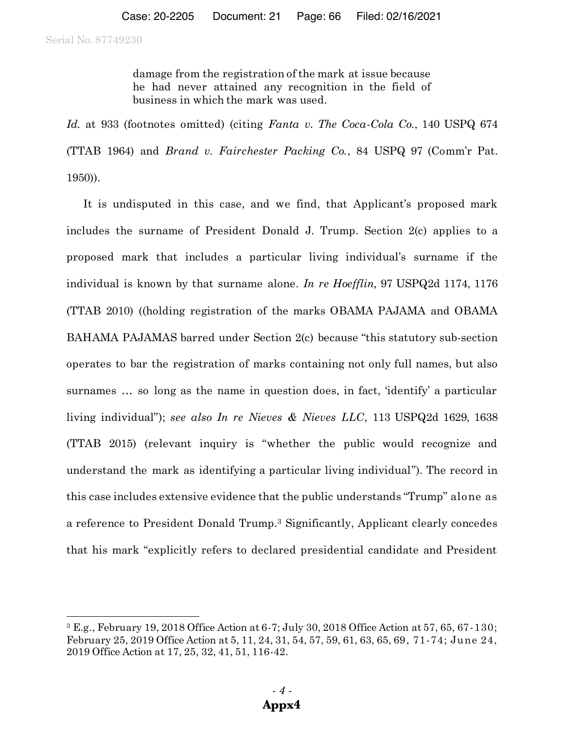> damage from the registration of the mark at issue because he had never attained any recognition in the field of business in which the mark was used.

*Id.* at 933 (footnotes omitted) (citing *Fanta v. The Coca-Cola Co.*, 140 USPQ 674 (TTAB 1964) and *Brand v. Fairchester Packing Co.*, 84 USPQ 97 (Comm'r Pat. 1950)).

It is undisputed in this case, and we find, that Applicant's proposed mark includes the surname of President Donald J. Trump. Section 2(c) applies to a proposed mark that includes a particular living individual's surname if the individual is known by that surname alone. *In re Hoefflin,* 97 USPQ2d 1174, 1176 (TTAB 2010) ((holding registration of the marks OBAMA PAJAMA and OBAMA BAHAMA PAJAMAS barred under Section 2(c) because "this statutory sub-section operates to bar the registration of marks containing not only full names, but also surnames … so long as the name in question does, in fact, 'identify' a particular living individual"); *see also In re Nieves & Nieves LLC*, 113 USPQ2d 1629, 1638 (TTAB 2015) (relevant inquiry is "whether the public would recognize and understand the mark as identifying a particular living individual"). The record in this case includes extensive evidence that the public understands "Trump" alone as a reference to President Donald Trump.[3] Significantly, Applicant clearly concedes that his mark "explicitly refers to declared presidential candidate and President

---

[3] E.g., February 19, 2018 Office Action at 6-7; July 30, 2018 Office Action at 57, 65, 67-130; February 25, 2019 Office Action at 5, 11, 24, 31, 54, 57, 59, 61, 63, 65, 69, 71-74; June 24, 2019 Office Action at 17, 25, 32, 41, 51, 116-42.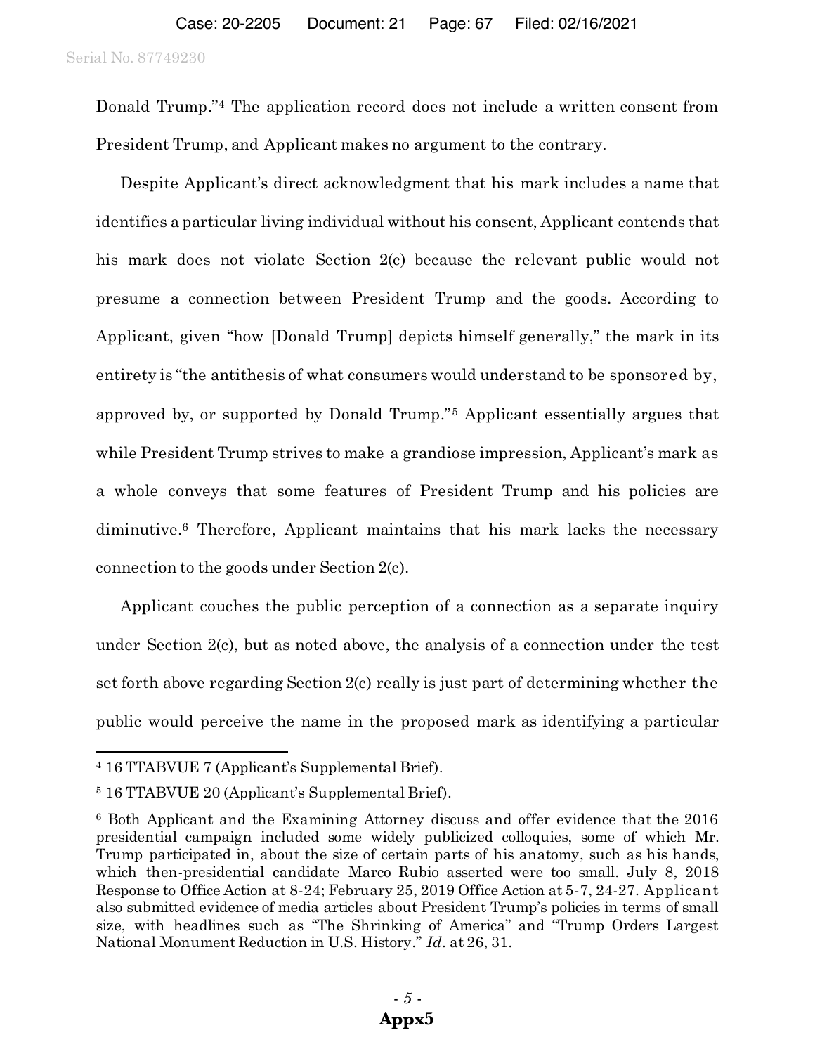Donald Trump."[4] The application record does not include a written consent from President Trump, and Applicant makes no argument to the contrary.

Despite Applicant's direct acknowledgment that his mark includes a name that identifies a particular living individual without his consent, Applicant contends that his mark does not violate Section 2(c) because the relevant public would not presume a connection between President Trump and the goods. According to Applicant, given "how [Donald Trump] depicts himself generally," the mark in its entirety is "the antithesis of what consumers would understand to be sponsored by, approved by, or supported by Donald Trump."[5] Applicant essentially argues that while President Trump strives to make a grandiose impression, Applicant's mark as a whole conveys that some features of President Trump and his policies are diminutive.[6] Therefore, Applicant maintains that his mark lacks the necessary connection to the goods under Section 2(c).

Applicant couches the public perception of a connection as a separate inquiry under Section 2(c), but as noted above, the analysis of a connection under the test set forth above regarding Section 2(c) really is just part of determining whether the public would perceive the name in the proposed mark as identifying a particular

---

[4] 16 TTABVUE 7 (Applicant's Supplemental Brief).

[5] 16 TTABVUE 20 (Applicant's Supplemental Brief).

[6] Both Applicant and the Examining Attorney discuss and offer evidence that the 2016 presidential campaign included some widely publicized colloquies, some of which Mr. Trump participated in, about the size of certain parts of his anatomy, such as his hands, which then-presidential candidate Marco Rubio asserted were too small. July 8, 2018 Response to Office Action at 8-24; February 25, 2019 Office Action at 5-7, 24-27. Applicant also submitted evidence of media articles about President Trump's policies in terms of small size, with headlines such as "The Shrinking of America" and "Trump Orders Largest National Monument Reduction in U.S. History." *Id.* at 26, 31.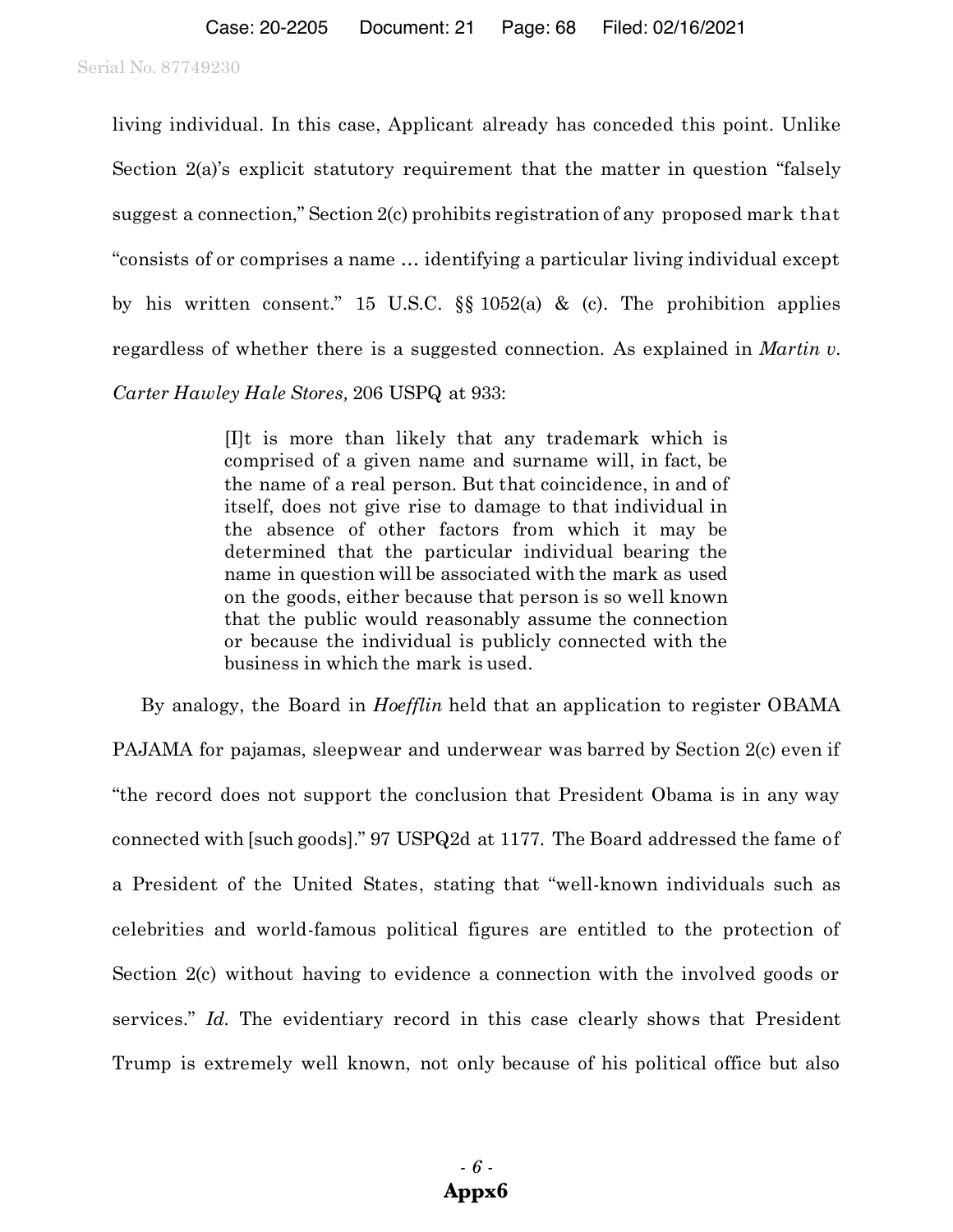living individual. In this case, Applicant already has conceded this point. Unlike Section 2(a)'s explicit statutory requirement that the matter in question "falsely suggest a connection," Section 2(c) prohibits registration of any proposed mark that "consists of or comprises a name … identifying a particular living individual except by his written consent." 15 U.S.C. §§ 1052(a) & (c). The prohibition applies regardless of whether there is a suggested connection. As explained in *Martin v. Carter Hawley Hale Stores,* 206 USPQ at 933:

> [I]t is more than likely that any trademark which is comprised of a given name and surname will, in fact, be the name of a real person. But that coincidence, in and of itself, does not give rise to damage to that individual in the absence of other factors from which it may be determined that the particular individual bearing the name in question will be associated with the mark as used on the goods, either because that person is so well known that the public would reasonably assume the connection or because the individual is publicly connected with the business in which the mark is used.

By analogy, the Board in *Hoefflin* held that an application to register OBAMA PAJAMA for pajamas, sleepwear and underwear was barred by Section 2(c) even if "the record does not support the conclusion that President Obama is in any way connected with [such goods]." 97 USPQ2d at 1177. The Board addressed the fame of a President of the United States, stating that "well-known individuals such as celebrities and world-famous political figures are entitled to the protection of Section 2(c) without having to evidence a connection with the involved goods or services." *Id.* The evidentiary record in this case clearly shows that President Trump is extremely well known, not only because of his political office but also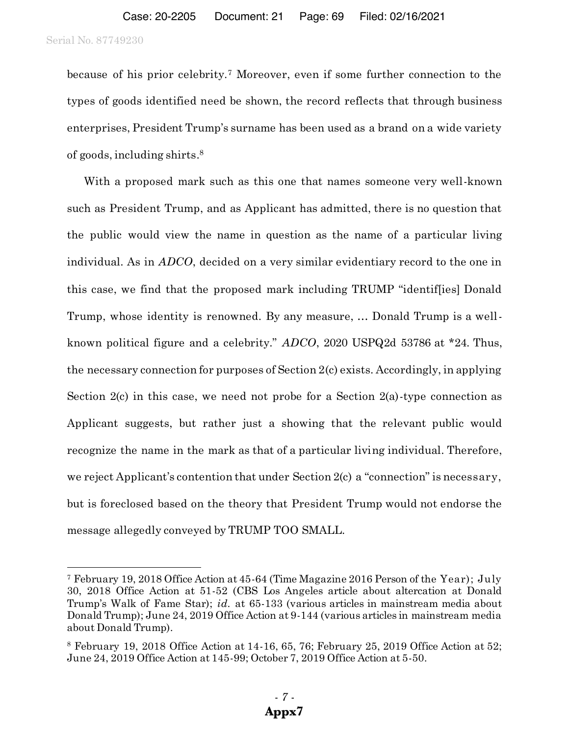because of his prior celebrity.[7] Moreover, even if some further connection to the types of goods identified need be shown, the record reflects that through business enterprises, President Trump's surname has been used as a brand on a wide variety of goods, including shirts.[8]

With a proposed mark such as this one that names someone very well-known such as President Trump, and as Applicant has admitted, there is no question that the public would view the name in question as the name of a particular living individual. As in *ADCO*, decided on a very similar evidentiary record to the one in this case, we find that the proposed mark including TRUMP "identif[ies] Donald Trump, whose identity is renowned. By any measure, … Donald Trump is a well-known political figure and a celebrity." *ADCO*, 2020 USPQ2d 53786 at *24. Thus, the necessary connection for purposes of Section 2(c) exists. Accordingly, in applying Section 2(c) in this case, we need not probe for a Section 2(a)-type connection as Applicant suggests, but rather just a showing that the relevant public would recognize the name in the mark as that of a particular living individual. Therefore, we reject Applicant's contention that under Section 2(c) a "connection" is necessary, but is foreclosed based on the theory that President Trump would not endorse the message allegedly conveyed by TRUMP TOO SMALL.

---

[7] February 19, 2018 Office Action at 45-64 (Time Magazine 2016 Person of the Year); July 30, 2018 Office Action at 51-52 (CBS Los Angeles article about altercation at Donald Trump's Walk of Fame Star); *id.* at 65-133 (various articles in mainstream media about Donald Trump); June 24, 2019 Office Action at 9-144 (various articles in mainstream media about Donald Trump).

[8] February 19, 2018 Office Action at 14-16, 65, 76; February 25, 2019 Office Action at 52; June 24, 2019 Office Action at 145-99; October 7, 2019 Office Action at 5-50.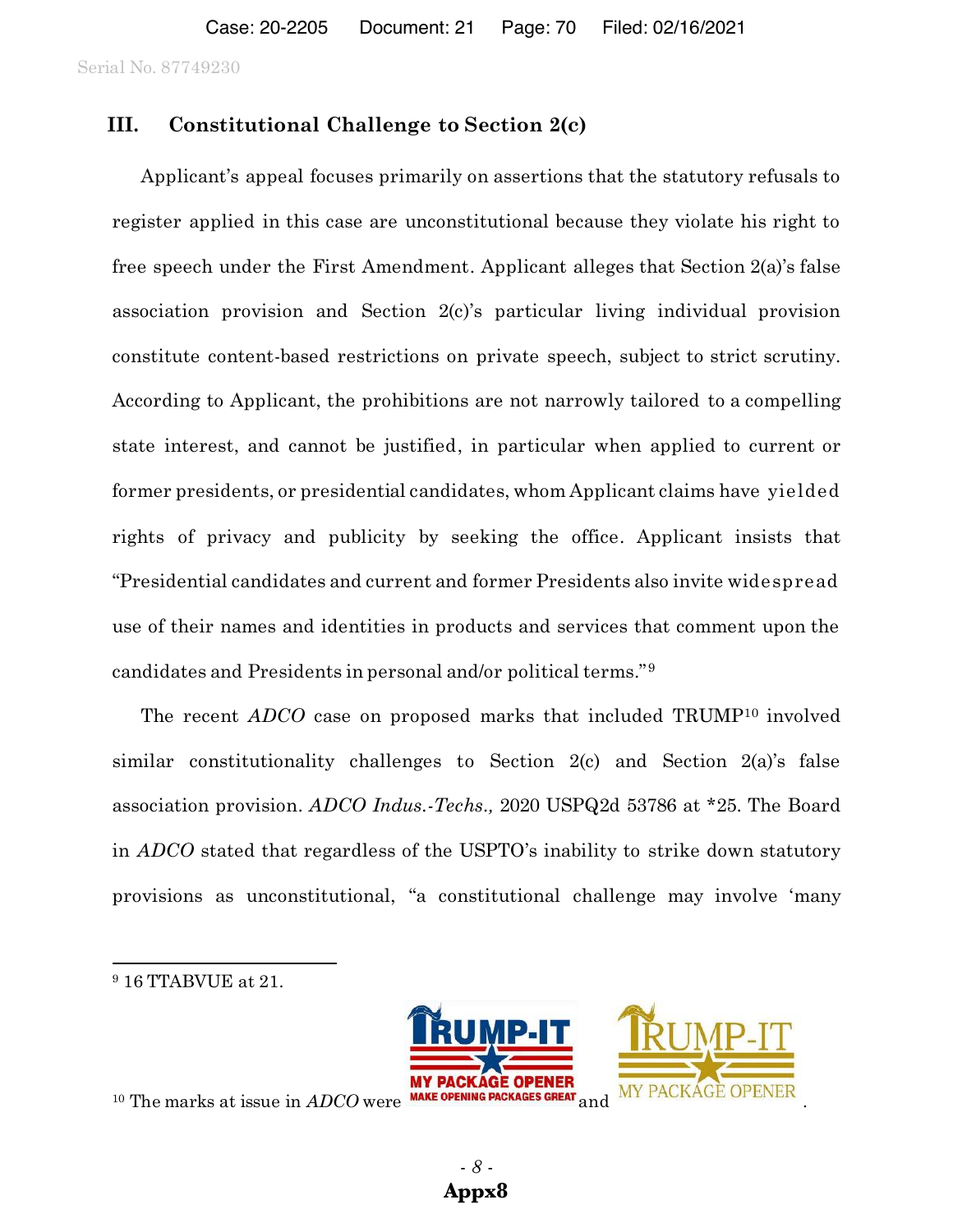## III. Constitutional Challenge to Section 2(c)

Applicant's appeal focuses primarily on assertions that the statutory refusals to register applied in this case are unconstitutional because they violate his right to free speech under the First Amendment. Applicant alleges that Section 2(a)'s false association provision and Section 2(c)'s particular living individual provision constitute content-based restrictions on private speech, subject to strict scrutiny. According to Applicant, the prohibitions are not narrowly tailored to a compelling state interest, and cannot be justified, in particular when applied to current or former presidents, or presidential candidates, whom Applicant claims have yielded rights of privacy and publicity by seeking the office. Applicant insists that "Presidential candidates and current and former Presidents also invite widespread use of their names and identities in products and services that comment upon the candidates and Presidents in personal and/or political terms."[9]

The recent *ADCO* case on proposed marks that included TRUMP[10] involved similar constitutionality challenges to Section 2(c) and Section 2(a)'s false association provision. *ADCO Indus.-Techs.,* 2020 USPQ2d 53786 at *25. The Board in *ADCO* stated that regardless of the USPTO's inability to strike down statutory provisions as unconstitutional, "a constitutional challenge may involve 'many

---

[9] 16 TTABVUE at 21.

[10] The marks at issue in *ADCO* were TRUMP-IT MY PACKAGE OPENER MAKE OPENING PACKAGES GREAT and TRUMP-IT MY PACKAGE OPENER.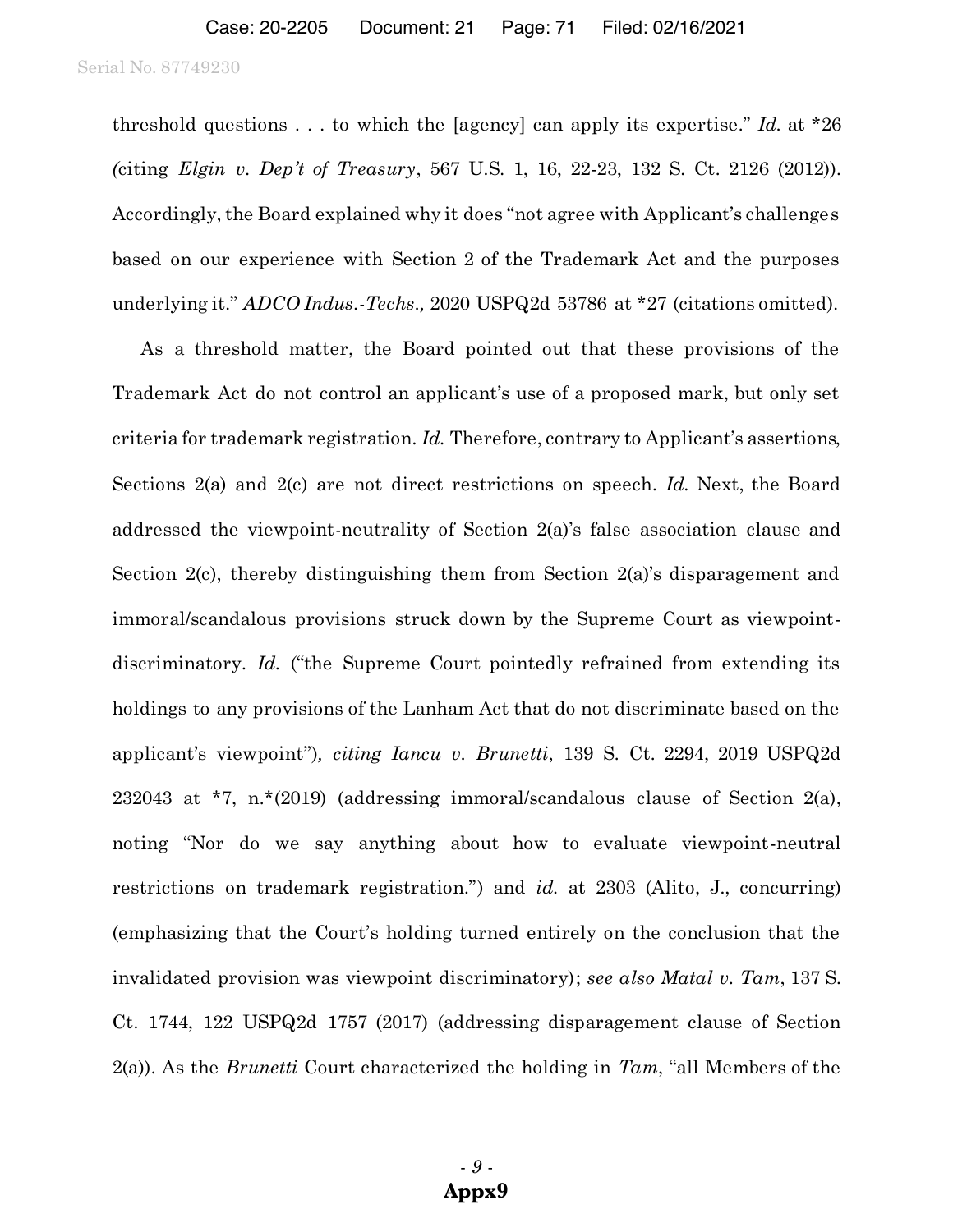threshold questions . . . to which the [agency] can apply its expertise." *Id.* at *26 (citing *Elgin v. Dep't of Treasury*, 567 U.S. 1, 16, 22-23, 132 S. Ct. 2126 (2012)). Accordingly, the Board explained why it does "not agree with Applicant's challenges based on our experience with Section 2 of the Trademark Act and the purposes underlying it." *ADCO Indus.-Techs.,* 2020 USPQ2d 53786 at *27 (citations omitted).

As a threshold matter, the Board pointed out that these provisions of the Trademark Act do not control an applicant's use of a proposed mark, but only set criteria for trademark registration. *Id.* Therefore, contrary to Applicant's assertions, Sections 2(a) and 2(c) are not direct restrictions on speech. *Id.* Next, the Board addressed the viewpoint-neutrality of Section 2(a)'s false association clause and Section 2(c), thereby distinguishing them from Section 2(a)'s disparagement and immoral/scandalous provisions struck down by the Supreme Court as viewpoint-discriminatory. *Id.* ("the Supreme Court pointedly refrained from extending its holdings to any provisions of the Lanham Act that do not discriminate based on the applicant's viewpoint"), *citing Iancu v. Brunetti*, 139 S. Ct. 2294, 2019 USPQ2d 232043 at *7, n.*(2019) (addressing immoral/scandalous clause of Section 2(a), noting "Nor do we say anything about how to evaluate viewpoint-neutral restrictions on trademark registration.") and *id.* at 2303 (Alito, J., concurring) (emphasizing that the Court's holding turned entirely on the conclusion that the invalidated provision was viewpoint discriminatory); *see also Matal v. Tam*, 137 S. Ct. 1744, 122 USPQ2d 1757 (2017) (addressing disparagement clause of Section 2(a)). As the *Brunetti* Court characterized the holding in *Tam*, "all Members of the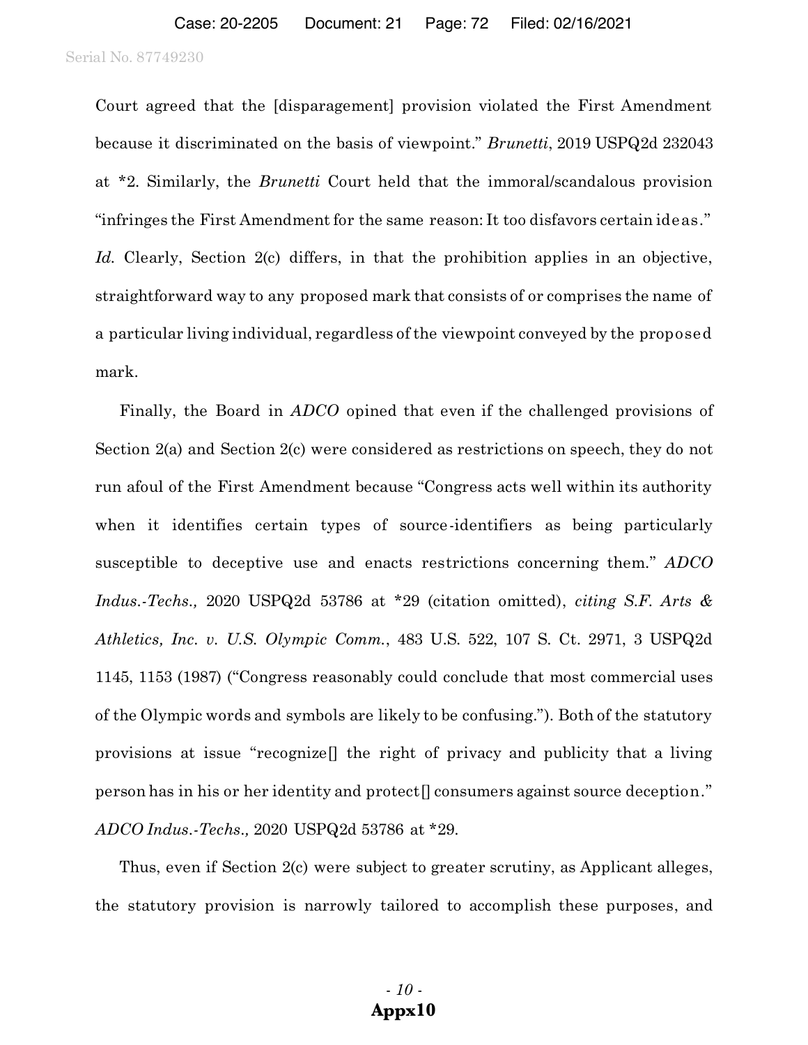Court agreed that the [disparagement] provision violated the First Amendment because it discriminated on the basis of viewpoint." *Brunetti*, 2019 USPQ2d 232043 at *2. Similarly, the *Brunetti* Court held that the immoral/scandalous provision "infringes the First Amendment for the same reason: It too disfavors certain ideas." *Id.* Clearly, Section 2(c) differs, in that the prohibition applies in an objective, straightforward way to any proposed mark that consists of or comprises the name of a particular living individual, regardless of the viewpoint conveyed by the proposed mark.

Finally, the Board in *ADCO* opined that even if the challenged provisions of Section 2(a) and Section 2(c) were considered as restrictions on speech, they do not run afoul of the First Amendment because "Congress acts well within its authority when it identifies certain types of source-identifiers as being particularly susceptible to deceptive use and enacts restrictions concerning them." *ADCO Indus.-Techs.,* 2020 USPQ2d 53786 at *29 (citation omitted), *citing S.F. Arts & Athletics, Inc. v. U.S. Olympic Comm.*, 483 U.S. 522, 107 S. Ct. 2971, 3 USPQ2d 1145, 1153 (1987) ("Congress reasonably could conclude that most commercial uses of the Olympic words and symbols are likely to be confusing."). Both of the statutory provisions at issue "recognize[] the right of privacy and publicity that a living person has in his or her identity and protect[] consumers against source deception." *ADCO Indus.-Techs.,* 2020 USPQ2d 53786 at *29.

Thus, even if Section 2(c) were subject to greater scrutiny, as Applicant alleges, the statutory provision is narrowly tailored to accomplish these purposes, and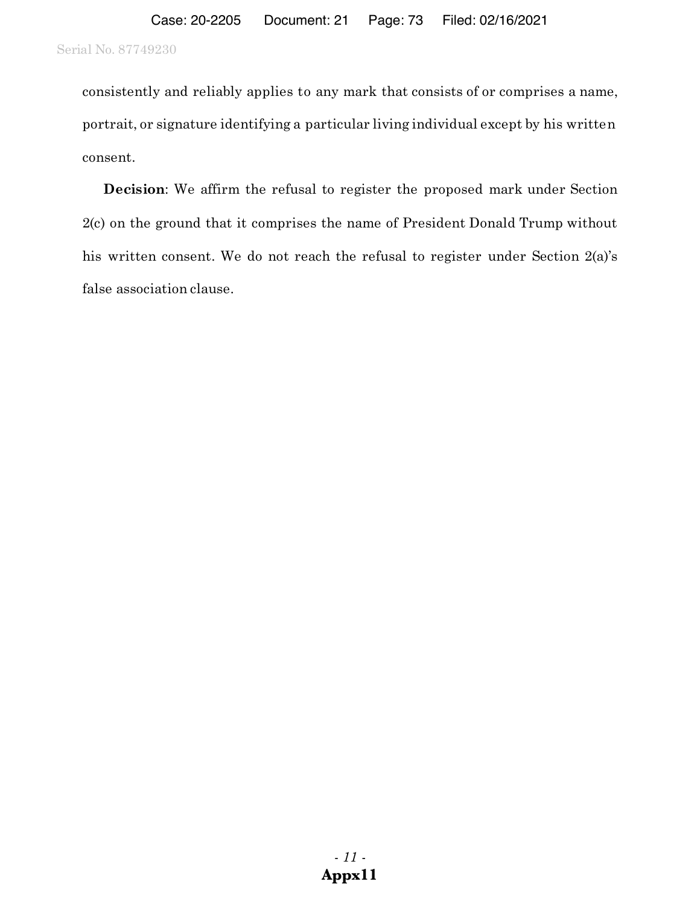consistently and reliably applies to any mark that consists of or comprises a name, portrait, or signature identifying a particular living individual except by his written consent.

**Decision**: We affirm the refusal to register the proposed mark under Section 2(c) on the ground that it comprises the name of President Donald Trump without his written consent. We do not reach the refusal to register under Section 2(a)'s false association clause.